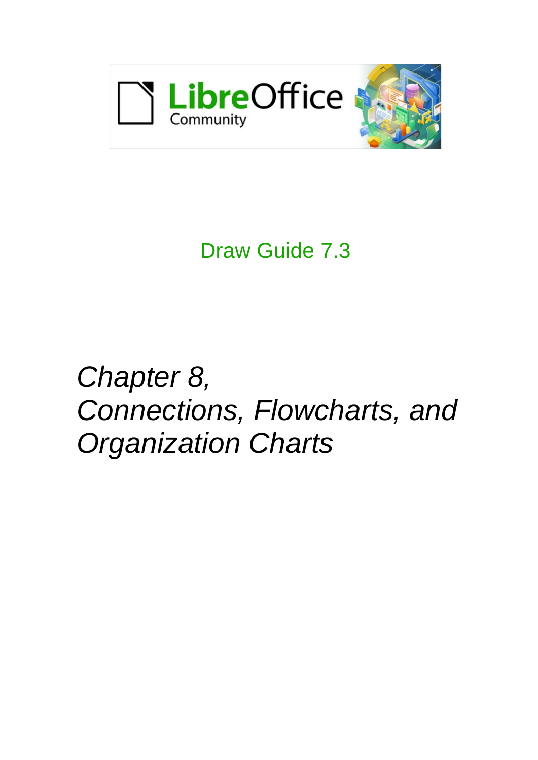LibreOffice Community

Draw Guide 7.3

# *Chapter 8, Connections, Flowcharts, and Organization Charts*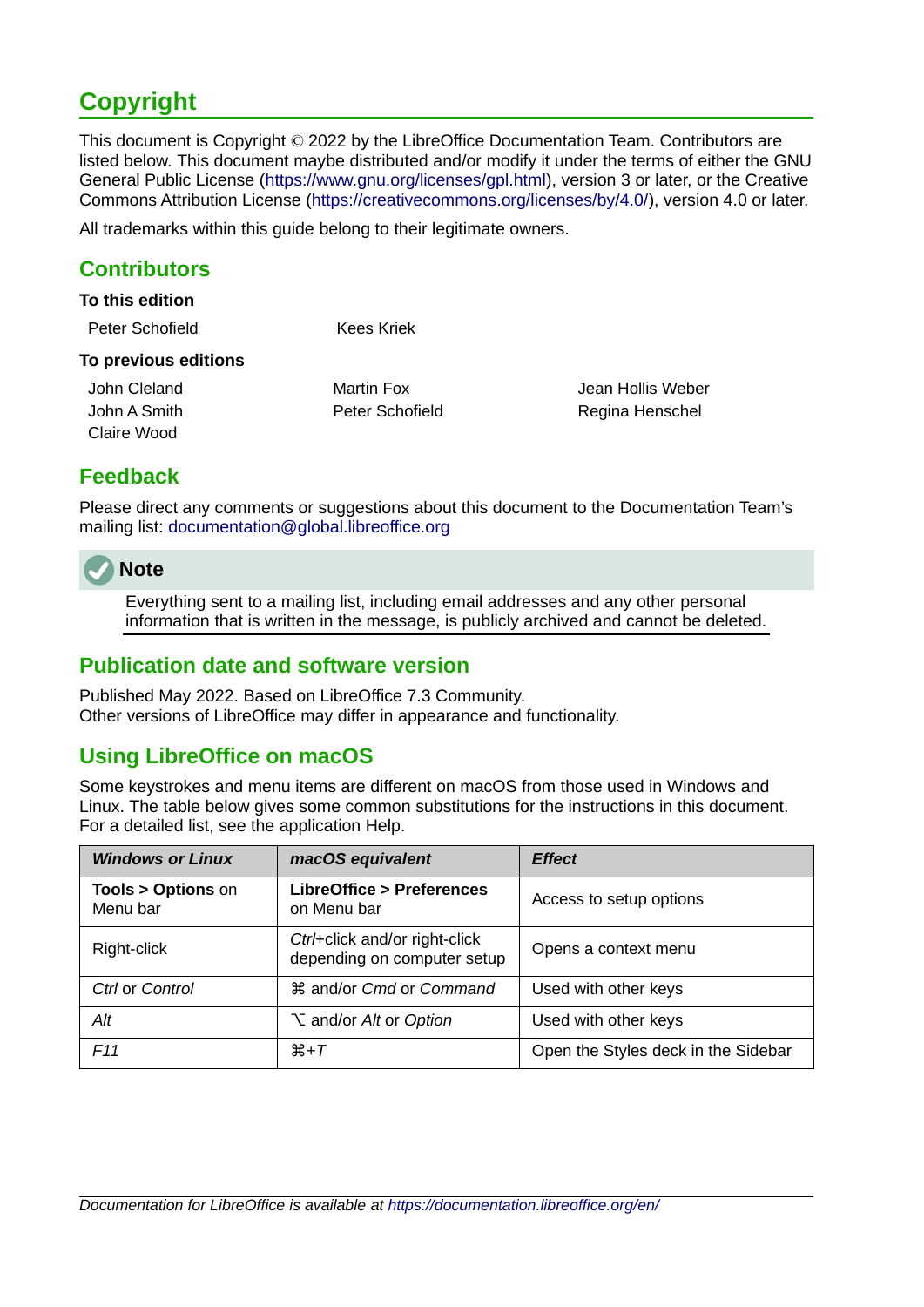# Copyright

This document is Copyright © 2022 by the LibreOffice Documentation Team. Contributors are listed below. This document maybe distributed and/or modify it under the terms of either the GNU General Public License (https://www.gnu.org/licenses/gpl.html), version 3 or later, or the Creative Commons Attribution License (https://creativecommons.org/licenses/by/4.0/), version 4.0 or later.

All trademarks within this guide belong to their legitimate owners.

## Contributors

### To this edition

Peter Schofield
Kees Kriek

### To previous editions

John Cleland
Martin Fox
Jean Hollis Weber
John A Smith
Peter Schofield
Regina Henschel
Claire Wood

## Feedback

Please direct any comments or suggestions about this document to the Documentation Team's mailing list: documentation@global.libreoffice.org

**Note**

Everything sent to a mailing list, including email addresses and any other personal information that is written in the message, is publicly archived and cannot be deleted.

## Publication date and software version

Published May 2022. Based on LibreOffice 7.3 Community.
Other versions of LibreOffice may differ in appearance and functionality.

## Using LibreOffice on macOS

Some keystrokes and menu items are different on macOS from those used in Windows and Linux. The table below gives some common substitutions for the instructions in this document. For a detailed list, see the application Help.

| *Windows or Linux* | *macOS equivalent* | *Effect* |
|---|---|---|
| **Tools > Options** on Menu bar | **LibreOffice > Preferences** on Menu bar | Access to setup options |
| Right-click | *Ctrl*+click and/or right-click depending on computer setup | Opens a context menu |
| *Ctrl* or *Control* | ⌘ and/or *Cmd* or *Command* | Used with other keys |
| *Alt* | ⌥ and/or *Alt* or *Option* | Used with other keys |
| *F11* | ⌘+*T* | Open the Styles deck in the Sidebar |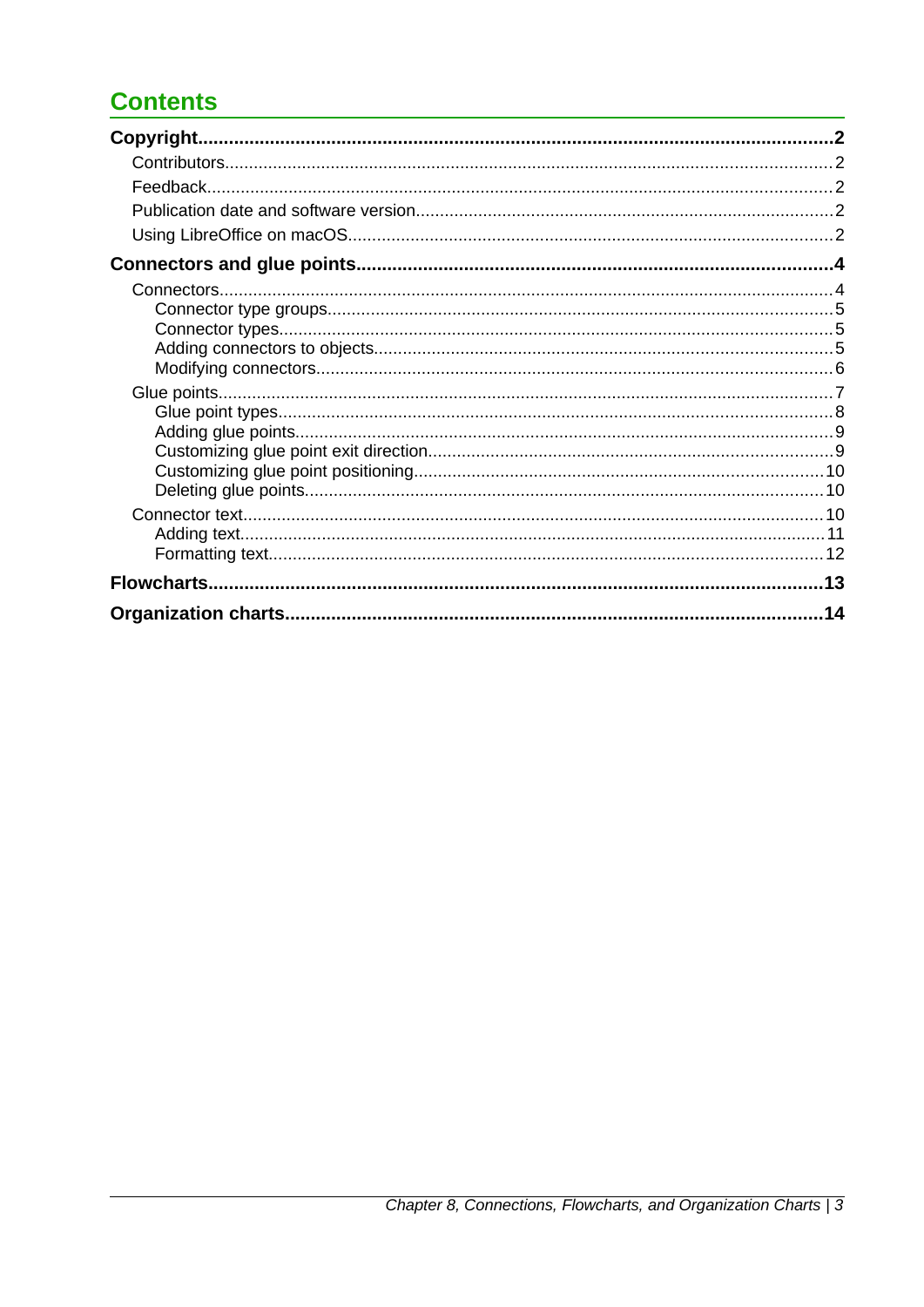# Contents

**Copyright 2**

- Contributors 2
- Feedback 2
- Publication date and software version 2
- Using LibreOffice on macOS 2

**Connectors and glue points 4**

- Connectors 4
  - Connector type groups 5
  - Connector types 5
  - Adding connectors to objects 5
  - Modifying connectors 6
- Glue points 7
  - Glue point types 8
  - Adding glue points 9
  - Customizing glue point exit direction 9
  - Customizing glue point positioning 10
  - Deleting glue points 10
- Connector text 10
  - Adding text 11
  - Formatting text 12

**Flowcharts 13**

**Organization charts 14**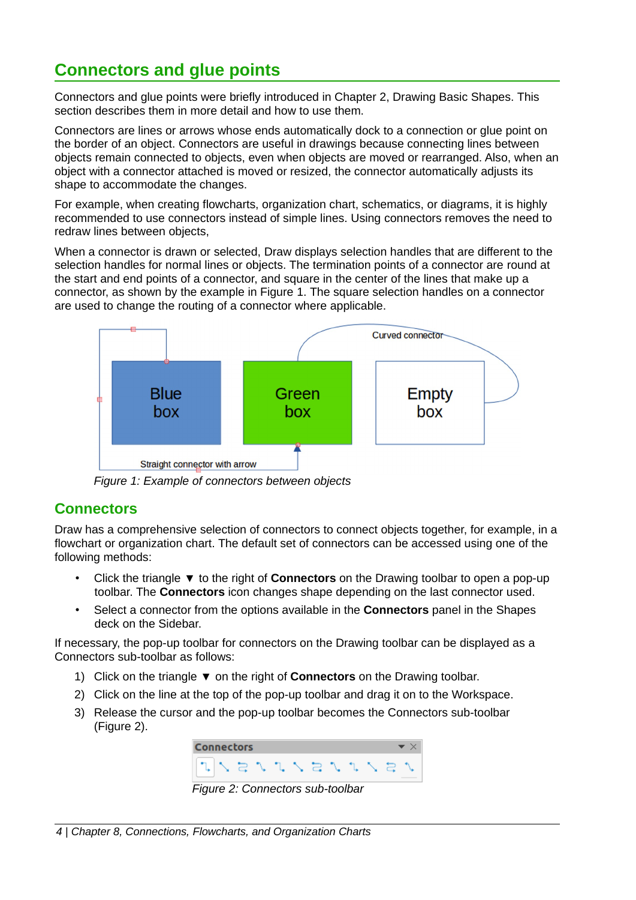## Connectors and glue points

Connectors and glue points were briefly introduced in Chapter 2, Drawing Basic Shapes. This section describes them in more detail and how to use them.

Connectors are lines or arrows whose ends automatically dock to a connection or glue point on the border of an object. Connectors are useful in drawings because connecting lines between objects remain connected to objects, even when objects are moved or rearranged. Also, when an object with a connector attached is moved or resized, the connector automatically adjusts its shape to accommodate the changes.

For example, when creating flowcharts, organization chart, schematics, or diagrams, it is highly recommended to use connectors instead of simple lines. Using connectors removes the need to redraw lines between objects,

When a connector is drawn or selected, Draw displays selection handles that are different to the selection handles for normal lines or objects. The termination points of a connector are round at the start and end points of a connector, and square in the center of the lines that make up a connector, as shown by the example in Figure 1. The square selection handles on a connector are used to change the routing of a connector where applicable.

*Figure 1: Example of connectors between objects*

### Connectors

Draw has a comprehensive selection of connectors to connect objects together, for example, in a flowchart or organization chart. The default set of connectors can be accessed using one of the following methods:

- Click the triangle ▼ to the right of **Connectors** on the Drawing toolbar to open a pop-up toolbar. The **Connectors** icon changes shape depending on the last connector used.
- Select a connector from the options available in the **Connectors** panel in the Shapes deck on the Sidebar.

If necessary, the pop-up toolbar for connectors on the Drawing toolbar can be displayed as a Connectors sub-toolbar as follows:

1) Click on the triangle ▼ on the right of **Connectors** on the Drawing toolbar.
2) Click on the line at the top of the pop-up toolbar and drag it on to the Workspace.
3) Release the cursor and the pop-up toolbar becomes the Connectors sub-toolbar (Figure 2).

*Figure 2: Connectors sub-toolbar*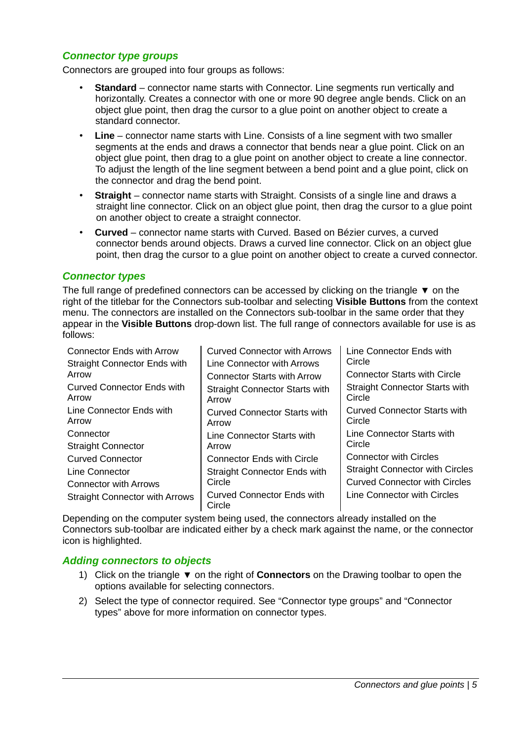### Connector type groups

Connectors are grouped into four groups as follows:

- **Standard** – connector name starts with Connector. Line segments run vertically and horizontally. Creates a connector with one or more 90 degree angle bends. Click on an object glue point, then drag the cursor to a glue point on another object to create a standard connector.
- **Line** – connector name starts with Line. Consists of a line segment with two smaller segments at the ends and draws a connector that bends near a glue point. Click on an object glue point, then drag to a glue point on another object to create a line connector. To adjust the length of the line segment between a bend point and a glue point, click on the connector and drag the bend point.
- **Straight** – connector name starts with Straight. Consists of a single line and draws a straight line connector. Click on an object glue point, then drag the cursor to a glue point on another object to create a straight connector.
- **Curved** – connector name starts with Curved. Based on Bézier curves, a curved connector bends around objects. Draws a curved line connector. Click on an object glue point, then drag the cursor to a glue point on another object to create a curved connector.

### Connector types

The full range of predefined connectors can be accessed by clicking on the triangle ▼ on the right of the titlebar for the Connectors sub-toolbar and selecting **Visible Buttons** from the context menu. The connectors are installed on the Connectors sub-toolbar in the same order that they appear in the **Visible Buttons** drop-down list. The full range of connectors available for use is as follows:

| | | |
|---|---|---|
| Connector Ends with Arrow | Curved Connector with Arrows | Line Connector Ends with Circle |
| Straight Connector Ends with Arrow | Line Connector with Arrows | Connector Starts with Circle |
| Curved Connector Ends with Arrow | Connector Starts with Arrow | Straight Connector Starts with Circle |
| Line Connector Ends with Arrow | Straight Connector Starts with Arrow | Curved Connector Starts with Circle |
| Connector | Curved Connector Starts with Arrow | Line Connector Starts with Circle |
| Straight Connector | Line Connector Starts with Arrow | Connector with Circles |
| Curved Connector | Connector Ends with Circle | Straight Connector with Circles |
| Line Connector | Straight Connector Ends with Circle | Curved Connector with Circles |
| Connector with Arrows | Curved Connector Ends with Circle | Line Connector with Circles |
| Straight Connector with Arrows | | |

Depending on the computer system being used, the connectors already installed on the Connectors sub-toolbar are indicated either by a check mark against the name, or the connector icon is highlighted.

### Adding connectors to objects

1) Click on the triangle ▼ on the right of **Connectors** on the Drawing toolbar to open the options available for selecting connectors.
2) Select the type of connector required. See “Connector type groups” and “Connector types” above for more information on connector types.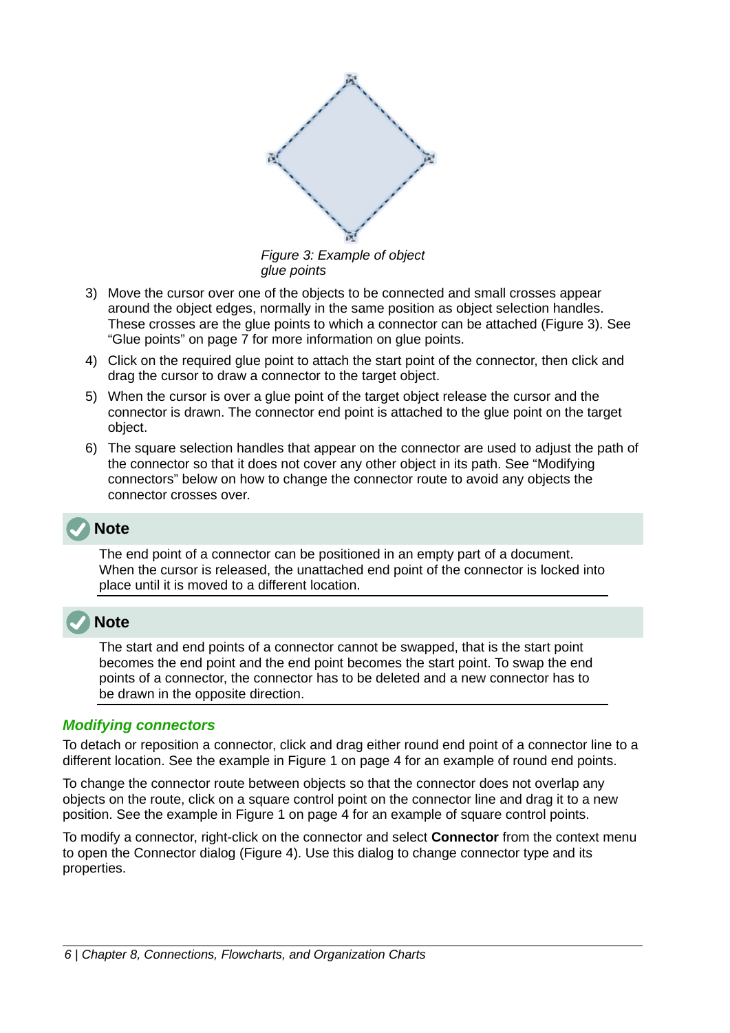*Figure 3: Example of object glue points*

3) Move the cursor over one of the objects to be connected and small crosses appear around the object edges, normally in the same position as object selection handles. These crosses are the glue points to which a connector can be attached (Figure 3). See "Glue points" on page 7 for more information on glue points.

4) Click on the required glue point to attach the start point of the connector, then click and drag the cursor to draw a connector to the target object.

5) When the cursor is over a glue point of the target object release the cursor and the connector is drawn. The connector end point is attached to the glue point on the target object.

6) The square selection handles that appear on the connector are used to adjust the path of the connector so that it does not cover any other object in its path. See "Modifying connectors" below on how to change the connector route to avoid any objects the connector crosses over.

**Note**

The end point of a connector can be positioned in an empty part of a document. When the cursor is released, the unattached end point of the connector is locked into place until it is moved to a different location.

**Note**

The start and end points of a connector cannot be swapped, that is the start point becomes the end point and the end point becomes the start point. To swap the end points of a connector, the connector has to be deleted and a new connector has to be drawn in the opposite direction.

### *Modifying connectors*

To detach or reposition a connector, click and drag either round end point of a connector line to a different location. See the example in Figure 1 on page 4 for an example of round end points.

To change the connector route between objects so that the connector does not overlap any objects on the route, click on a square control point on the connector line and drag it to a new position. See the example in Figure 1 on page 4 for an example of square control points.

To modify a connector, right-click on the connector and select **Connector** from the context menu to open the Connector dialog (Figure 4). Use this dialog to change connector type and its properties.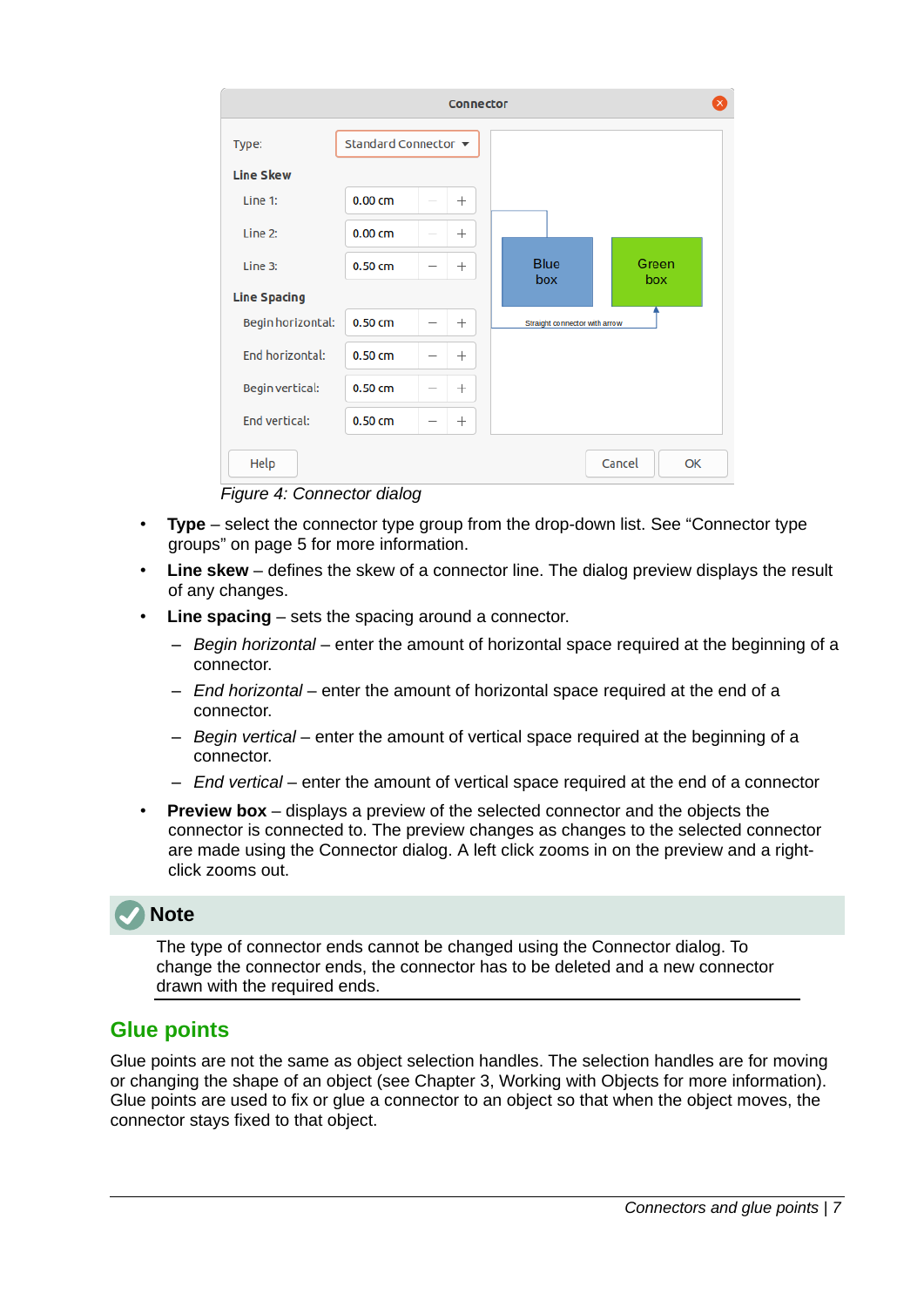*Figure 4: Connector dialog*

- **Type** – select the connector type group from the drop-down list. See “Connector type groups” on page 5 for more information.
- **Line skew** – defines the skew of a connector line. The dialog preview displays the result of any changes.
- **Line spacing** – sets the spacing around a connector.
  - *Begin horizontal* – enter the amount of horizontal space required at the beginning of a connector.
  - *End horizontal* – enter the amount of horizontal space required at the end of a connector.
  - *Begin vertical* – enter the amount of vertical space required at the beginning of a connector.
  - *End vertical* – enter the amount of vertical space required at the end of a connector
- **Preview box** – displays a preview of the selected connector and the objects the connector is connected to. The preview changes as changes to the selected connector are made using the Connector dialog. A left click zooms in on the preview and a right-click zooms out.

**Note**

The type of connector ends cannot be changed using the Connector dialog. To change the connector ends, the connector has to be deleted and a new connector drawn with the required ends.

## Glue points

Glue points are not the same as object selection handles. The selection handles are for moving or changing the shape of an object (see Chapter 3, Working with Objects for more information). Glue points are used to fix or glue a connector to an object so that when the object moves, the connector stays fixed to that object.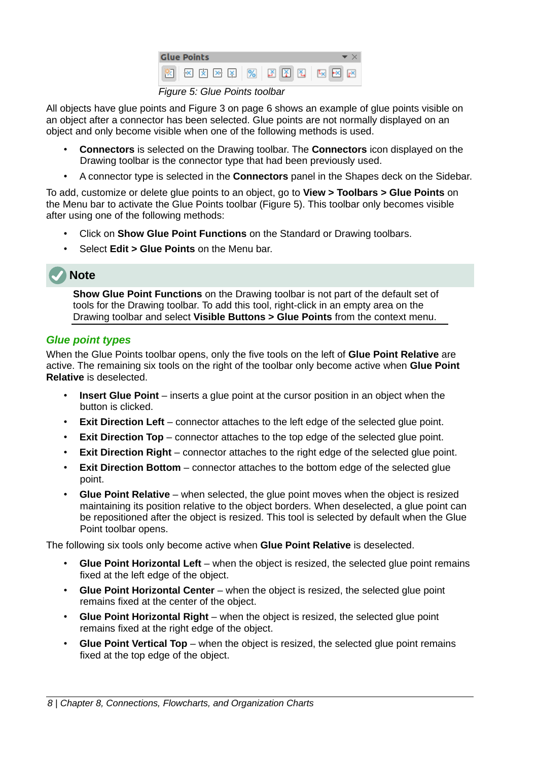Figure 5: Glue Points toolbar

All objects have glue points and Figure 3 on page 6 shows an example of glue points visible on an object after a connector has been selected. Glue points are not normally displayed on an object and only become visible when one of the following methods is used.

- **Connectors** is selected on the Drawing toolbar. The **Connectors** icon displayed on the Drawing toolbar is the connector type that had been previously used.
- A connector type is selected in the **Connectors** panel in the Shapes deck on the Sidebar.

To add, customize or delete glue points to an object, go to **View > Toolbars > Glue Points** on the Menu bar to activate the Glue Points toolbar (Figure 5). This toolbar only becomes visible after using one of the following methods:

- Click on **Show Glue Point Functions** on the Standard or Drawing toolbars.
- Select **Edit > Glue Points** on the Menu bar.

> **Note**
>
> **Show Glue Point Functions** on the Drawing toolbar is not part of the default set of tools for the Drawing toolbar. To add this tool, right-click in an empty area on the Drawing toolbar and select **Visible Buttons > Glue Points** from the context menu.

### *Glue point types*

When the Glue Points toolbar opens, only the five tools on the left of **Glue Point Relative** are active. The remaining six tools on the right of the toolbar only become active when **Glue Point Relative** is deselected.

- **Insert Glue Point** – inserts a glue point at the cursor position in an object when the button is clicked.
- **Exit Direction Left** – connector attaches to the left edge of the selected glue point.
- **Exit Direction Top** – connector attaches to the top edge of the selected glue point.
- **Exit Direction Right** – connector attaches to the right edge of the selected glue point.
- **Exit Direction Bottom** – connector attaches to the bottom edge of the selected glue point.
- **Glue Point Relative** – when selected, the glue point moves when the object is resized maintaining its position relative to the object borders. When deselected, a glue point can be repositioned after the object is resized. This tool is selected by default when the Glue Point toolbar opens.

The following six tools only become active when **Glue Point Relative** is deselected.

- **Glue Point Horizontal Left** – when the object is resized, the selected glue point remains fixed at the left edge of the object.
- **Glue Point Horizontal Center** – when the object is resized, the selected glue point remains fixed at the center of the object.
- **Glue Point Horizontal Right** – when the object is resized, the selected glue point remains fixed at the right edge of the object.
- **Glue Point Vertical Top** – when the object is resized, the selected glue point remains fixed at the top edge of the object.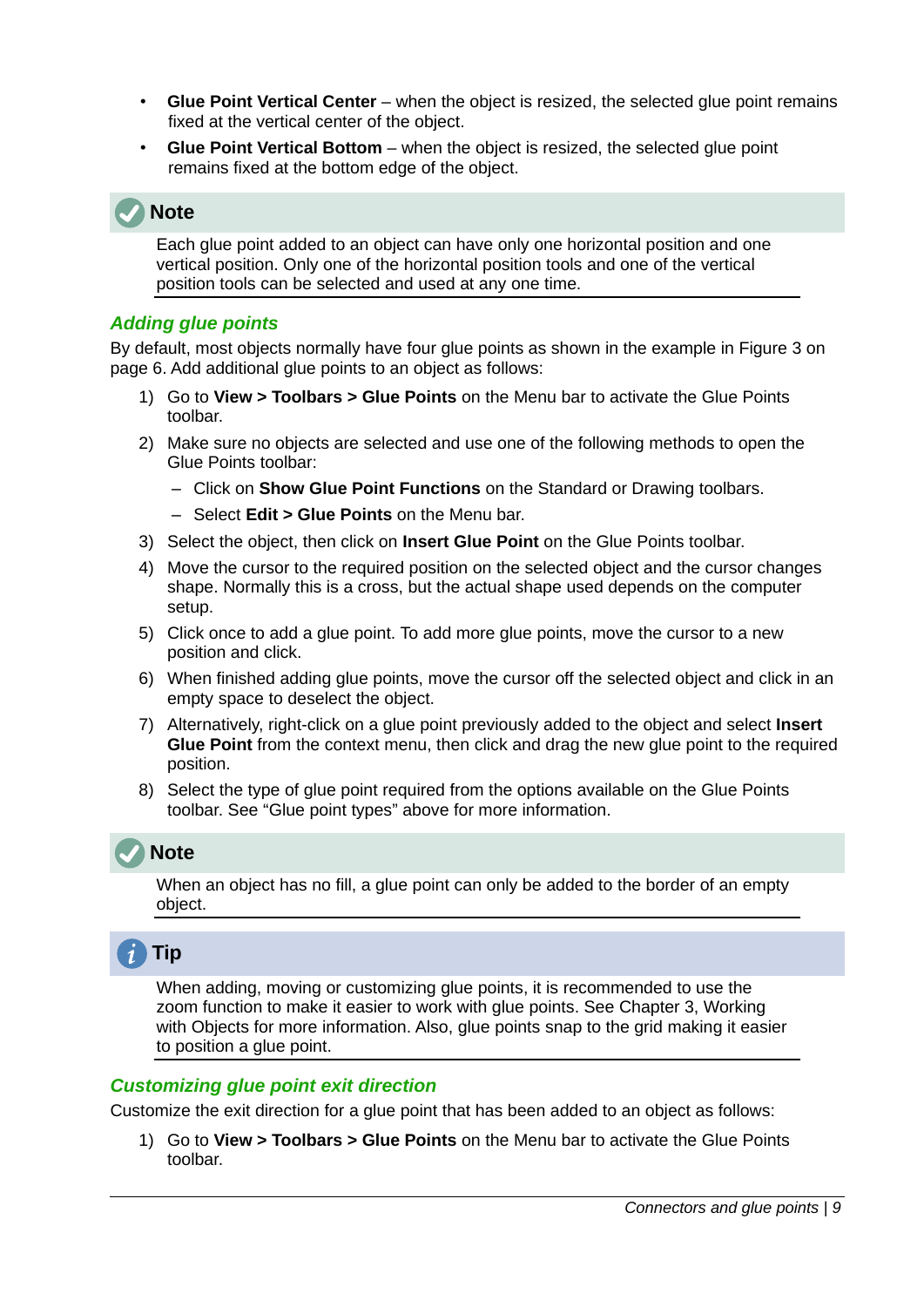- **Glue Point Vertical Center** – when the object is resized, the selected glue point remains fixed at the vertical center of the object.
- **Glue Point Vertical Bottom** – when the object is resized, the selected glue point remains fixed at the bottom edge of the object.

> **Note**
>
> Each glue point added to an object can have only one horizontal position and one vertical position. Only one of the horizontal position tools and one of the vertical position tools can be selected and used at any one time.

### *Adding glue points*

By default, most objects normally have four glue points as shown in the example in Figure 3 on page 6. Add additional glue points to an object as follows:

1) Go to **View > Toolbars > Glue Points** on the Menu bar to activate the Glue Points toolbar.
2) Make sure no objects are selected and use one of the following methods to open the Glue Points toolbar:
   - Click on **Show Glue Point Functions** on the Standard or Drawing toolbars.
   - Select **Edit > Glue Points** on the Menu bar.
3) Select the object, then click on **Insert Glue Point** on the Glue Points toolbar.
4) Move the cursor to the required position on the selected object and the cursor changes shape. Normally this is a cross, but the actual shape used depends on the computer setup.
5) Click once to add a glue point. To add more glue points, move the cursor to a new position and click.
6) When finished adding glue points, move the cursor off the selected object and click in an empty space to deselect the object.
7) Alternatively, right-click on a glue point previously added to the object and select **Insert Glue Point** from the context menu, then click and drag the new glue point to the required position.
8) Select the type of glue point required from the options available on the Glue Points toolbar. See "Glue point types" above for more information.

> **Note**
>
> When an object has no fill, a glue point can only be added to the border of an empty object.

> **Tip**
>
> When adding, moving or customizing glue points, it is recommended to use the zoom function to make it easier to work with glue points. See Chapter 3, Working with Objects for more information. Also, glue points snap to the grid making it easier to position a glue point.

### *Customizing glue point exit direction*

Customize the exit direction for a glue point that has been added to an object as follows:

1) Go to **View > Toolbars > Glue Points** on the Menu bar to activate the Glue Points toolbar.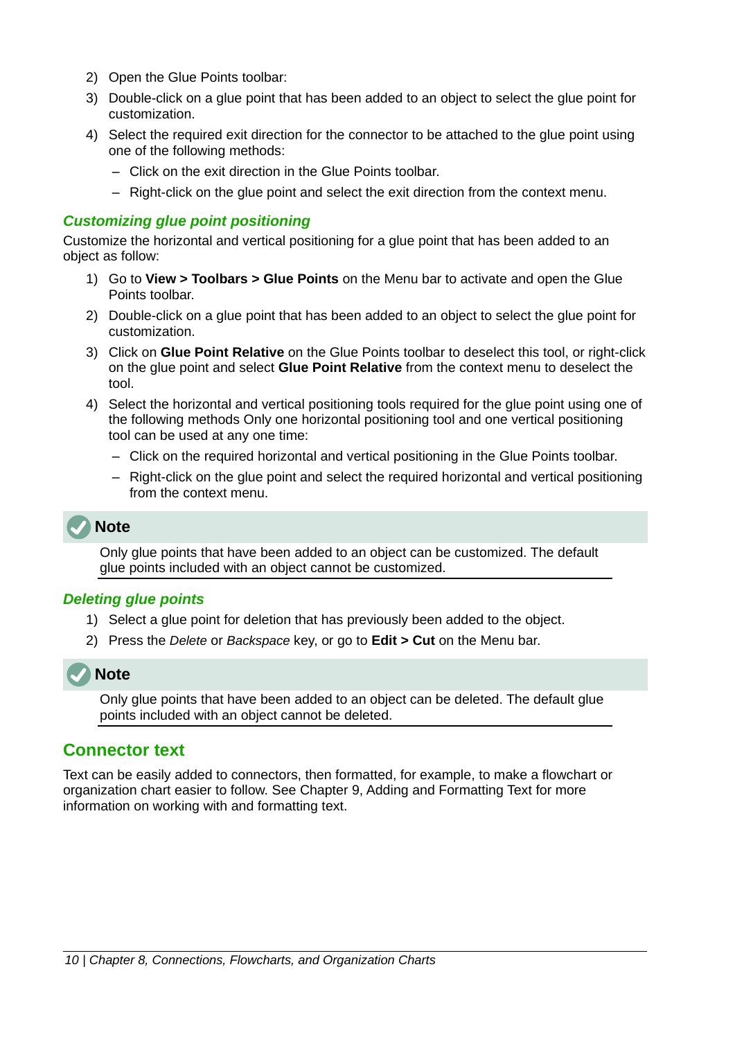2) Open the Glue Points toolbar:
3) Double-click on a glue point that has been added to an object to select the glue point for customization.
4) Select the required exit direction for the connector to be attached to the glue point using one of the following methods:
   – Click on the exit direction in the Glue Points toolbar.
   – Right-click on the glue point and select the exit direction from the context menu.

### *Customizing glue point positioning*

Customize the horizontal and vertical positioning for a glue point that has been added to an object as follow:

1) Go to **View > Toolbars > Glue Points** on the Menu bar to activate and open the Glue Points toolbar.
2) Double-click on a glue point that has been added to an object to select the glue point for customization.
3) Click on **Glue Point Relative** on the Glue Points toolbar to deselect this tool, or right-click on the glue point and select **Glue Point Relative** from the context menu to deselect the tool.
4) Select the horizontal and vertical positioning tools required for the glue point using one of the following methods Only one horizontal positioning tool and one vertical positioning tool can be used at any one time:
   – Click on the required horizontal and vertical positioning in the Glue Points toolbar.
   – Right-click on the glue point and select the required horizontal and vertical positioning from the context menu.

> **Note**
>
> Only glue points that have been added to an object can be customized. The default glue points included with an object cannot be customized.

### *Deleting glue points*

1) Select a glue point for deletion that has previously been added to the object.
2) Press the *Delete* or *Backspace* key, or go to **Edit > Cut** on the Menu bar.

> **Note**
>
> Only glue points that have been added to an object can be deleted. The default glue points included with an object cannot be deleted.

## Connector text

Text can be easily added to connectors, then formatted, for example, to make a flowchart or organization chart easier to follow. See Chapter 9, Adding and Formatting Text for more information on working with and formatting text.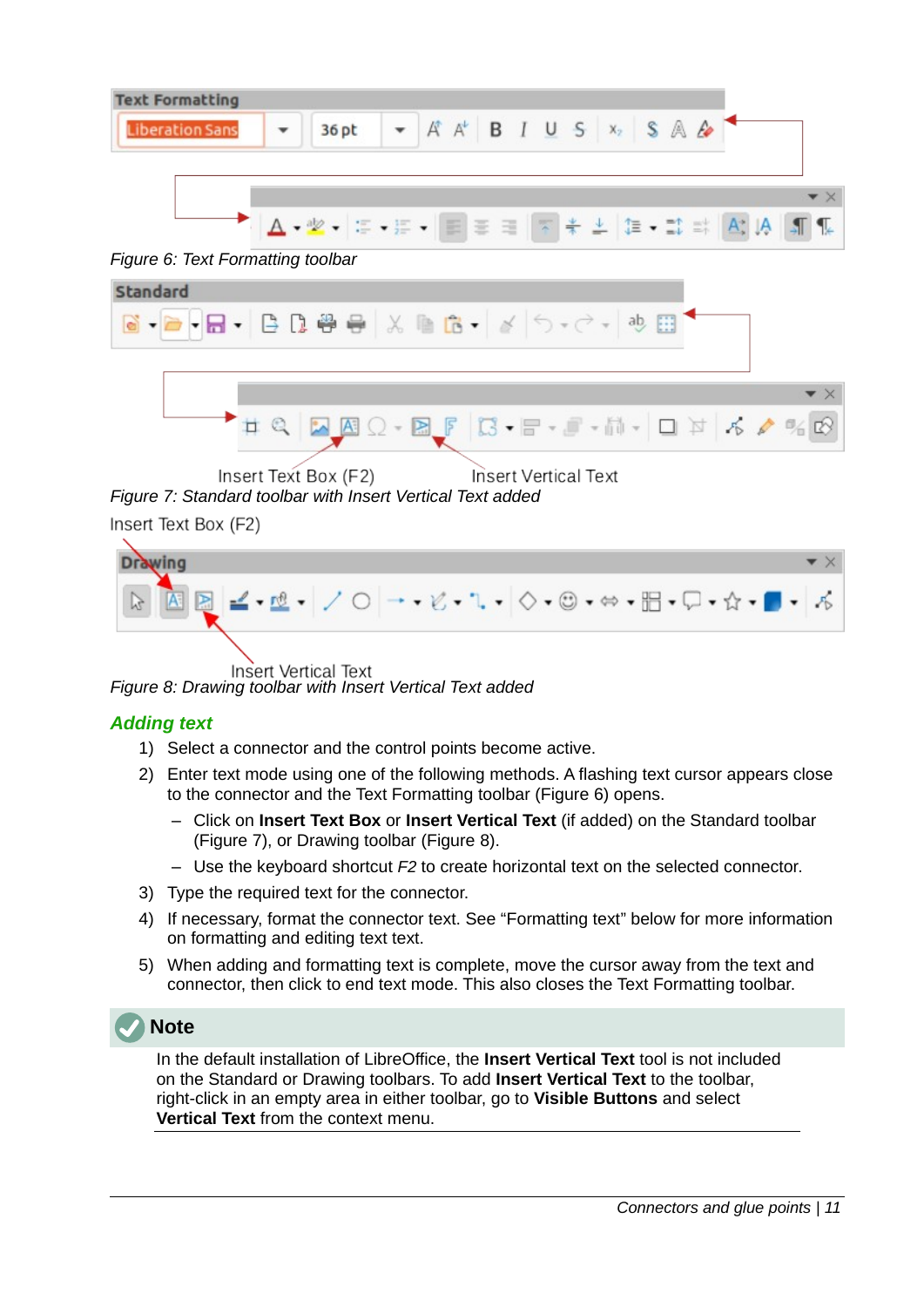Figure 6: Text Formatting toolbar

Insert Text Box (F2)

Insert Vertical Text

Figure 7: Standard toolbar with Insert Vertical Text added

Insert Text Box (F2)

Insert Vertical Text

Figure 8: Drawing toolbar with Insert Vertical Text added

### Adding text

1) Select a connector and the control points become active.
2) Enter text mode using one of the following methods. A flashing text cursor appears close to the connector and the Text Formatting toolbar (Figure 6) opens.
   – Click on **Insert Text Box** or **Insert Vertical Text** (if added) on the Standard toolbar (Figure 7), or Drawing toolbar (Figure 8).
   – Use the keyboard shortcut *F2* to create horizontal text on the selected connector.
3) Type the required text for the connector.
4) If necessary, format the connector text. See “Formatting text” below for more information on formatting and editing text text.
5) When adding and formatting text is complete, move the cursor away from the text and connector, then click to end text mode. This also closes the Text Formatting toolbar.

**Note**

In the default installation of LibreOffice, the **Insert Vertical Text** tool is not included on the Standard or Drawing toolbars. To add **Insert Vertical Text** to the toolbar, right-click in an empty area in either toolbar, go to **Visible Buttons** and select **Vertical Text** from the context menu.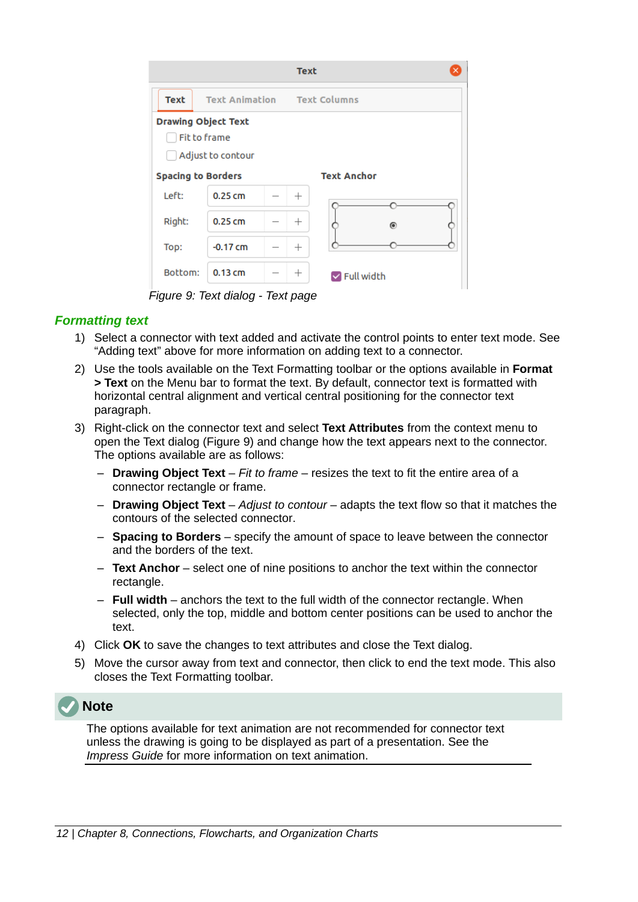Figure 9: Text dialog - Text page

### *Formatting text*

1) Select a connector with text added and activate the control points to enter text mode. See “Adding text” above for more information on adding text to a connector.
2) Use the tools available on the Text Formatting toolbar or the options available in **Format > Text** on the Menu bar to format the text. By default, connector text is formatted with horizontal central alignment and vertical central positioning for the connector text paragraph.
3) Right-click on the connector text and select **Text Attributes** from the context menu to open the Text dialog (Figure 9) and change how the text appears next to the connector. The options available are as follows:
   - **Drawing Object Text** – *Fit to frame* – resizes the text to fit the entire area of a connector rectangle or frame.
   - **Drawing Object Text** – *Adjust to contour* – adapts the text flow so that it matches the contours of the selected connector.
   - **Spacing to Borders** – specify the amount of space to leave between the connector and the borders of the text.
   - **Text Anchor** – select one of nine positions to anchor the text within the connector rectangle.
   - **Full width** – anchors the text to the full width of the connector rectangle. When selected, only the top, middle and bottom center positions can be used to anchor the text.
4) Click **OK** to save the changes to text attributes and close the Text dialog.
5) Move the cursor away from text and connector, then click to end the text mode. This also closes the Text Formatting toolbar.

**Note**

The options available for text animation are not recommended for connector text unless the drawing is going to be displayed as part of a presentation. See the *Impress Guide* for more information on text animation.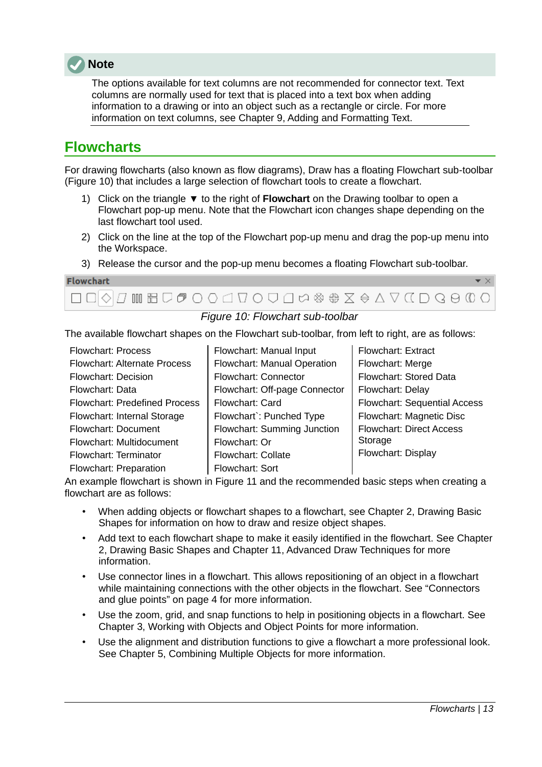> **Note**
>
> The options available for text columns are not recommended for connector text. Text columns are normally used for text that is placed into a text box when adding information to a drawing or into an object such as a rectangle or circle. For more information on text columns, see Chapter 9, Adding and Formatting Text.

## Flowcharts

For drawing flowcharts (also known as flow diagrams), Draw has a floating Flowchart sub-toolbar (Figure 10) that includes a large selection of flowchart tools to create a flowchart.

1) Click on the triangle ▼ to the right of **Flowchart** on the Drawing toolbar to open a Flowchart pop-up menu. Note that the Flowchart icon changes shape depending on the last flowchart tool used.
2) Click on the line at the top of the Flowchart pop-up menu and drag the pop-up menu into the Workspace.
3) Release the cursor and the pop-up menu becomes a floating Flowchart sub-toolbar.

*Figure 10: Flowchart sub-toolbar*

The available flowchart shapes on the Flowchart sub-toolbar, from left to right, are as follows:

| | | |
|---|---|---|
| Flowchart: Process | Flowchart: Manual Input | Flowchart: Extract |
| Flowchart: Alternate Process | Flowchart: Manual Operation | Flowchart: Merge |
| Flowchart: Decision | Flowchart: Connector | Flowchart: Stored Data |
| Flowchart: Data | Flowchart: Off-page Connector | Flowchart: Delay |
| Flowchart: Predefined Process | Flowchart: Card | Flowchart: Sequential Access |
| Flowchart: Internal Storage | Flowchart`: Punched Type | Flowchart: Magnetic Disc |
| Flowchart: Document | Flowchart: Summing Junction | Flowchart: Direct Access Storage |
| Flowchart: Multidocument | Flowchart: Or | Flowchart: Display |
| Flowchart: Terminator | Flowchart: Collate | |
| Flowchart: Preparation | Flowchart: Sort | |

An example flowchart is shown in Figure 11 and the recommended basic steps when creating a flowchart are as follows:

- When adding objects or flowchart shapes to a flowchart, see Chapter 2, Drawing Basic Shapes for information on how to draw and resize object shapes.
- Add text to each flowchart shape to make it easily identified in the flowchart. See Chapter 2, Drawing Basic Shapes and Chapter 11, Advanced Draw Techniques for more information.
- Use connector lines in a flowchart. This allows repositioning of an object in a flowchart while maintaining connections with the other objects in the flowchart. See "Connectors and glue points" on page 4 for more information.
- Use the zoom, grid, and snap functions to help in positioning objects in a flowchart. See Chapter 3, Working with Objects and Object Points for more information.
- Use the alignment and distribution functions to give a flowchart a more professional look. See Chapter 5, Combining Multiple Objects for more information.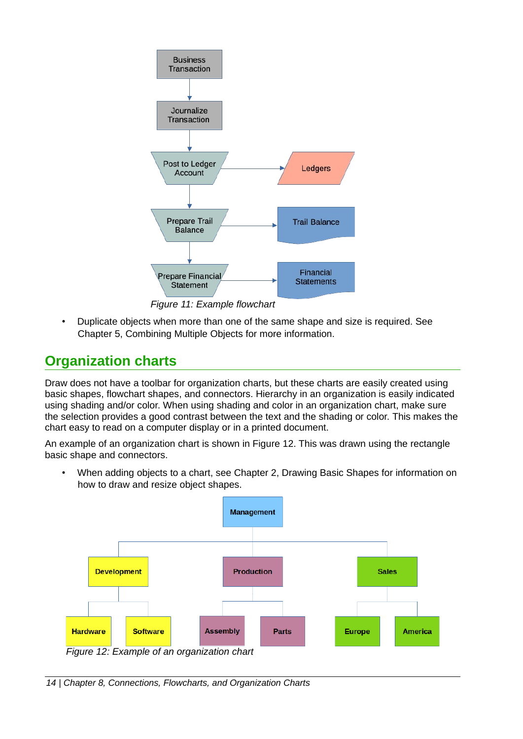Figure 11: Example flowchart

- Duplicate objects when more than one of the same shape and size is required. See Chapter 5, Combining Multiple Objects for more information.

## Organization charts

Draw does not have a toolbar for organization charts, but these charts are easily created using basic shapes, flowchart shapes, and connectors. Hierarchy in an organization is easily indicated using shading and/or color. When using shading and color in an organization chart, make sure the selection provides a good contrast between the text and the shading or color. This makes the chart easy to read on a computer display or in a printed document.

An example of an organization chart is shown in Figure 12. This was drawn using the rectangle basic shape and connectors.

- When adding objects to a chart, see Chapter 2, Drawing Basic Shapes for information on how to draw and resize object shapes.

Figure 12: Example of an organization chart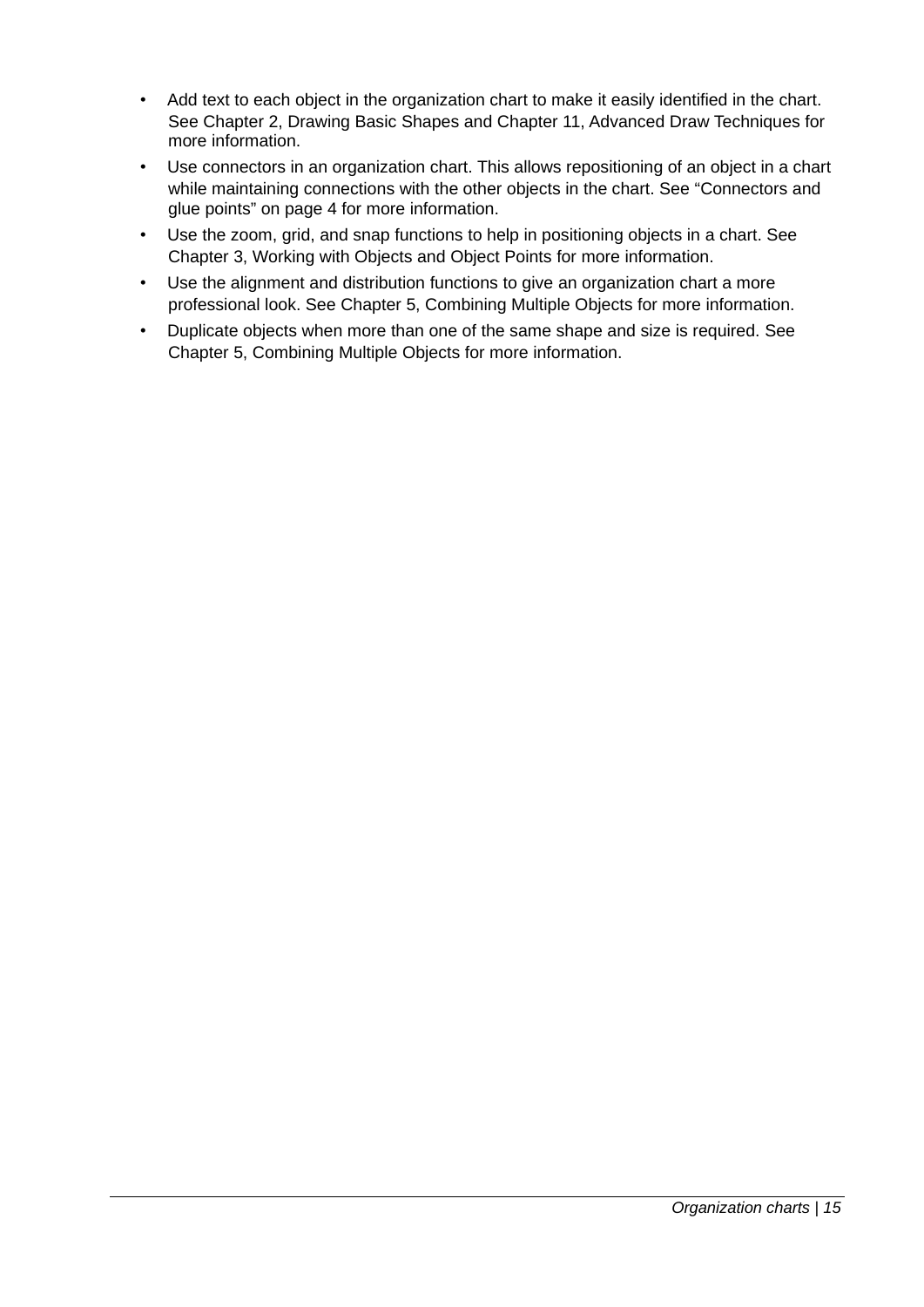- Add text to each object in the organization chart to make it easily identified in the chart. See Chapter 2, Drawing Basic Shapes and Chapter 11, Advanced Draw Techniques for more information.
- Use connectors in an organization chart. This allows repositioning of an object in a chart while maintaining connections with the other objects in the chart. See “Connectors and glue points” on page 4 for more information.
- Use the zoom, grid, and snap functions to help in positioning objects in a chart. See Chapter 3, Working with Objects and Object Points for more information.
- Use the alignment and distribution functions to give an organization chart a more professional look. See Chapter 5, Combining Multiple Objects for more information.
- Duplicate objects when more than one of the same shape and size is required. See Chapter 5, Combining Multiple Objects for more information.